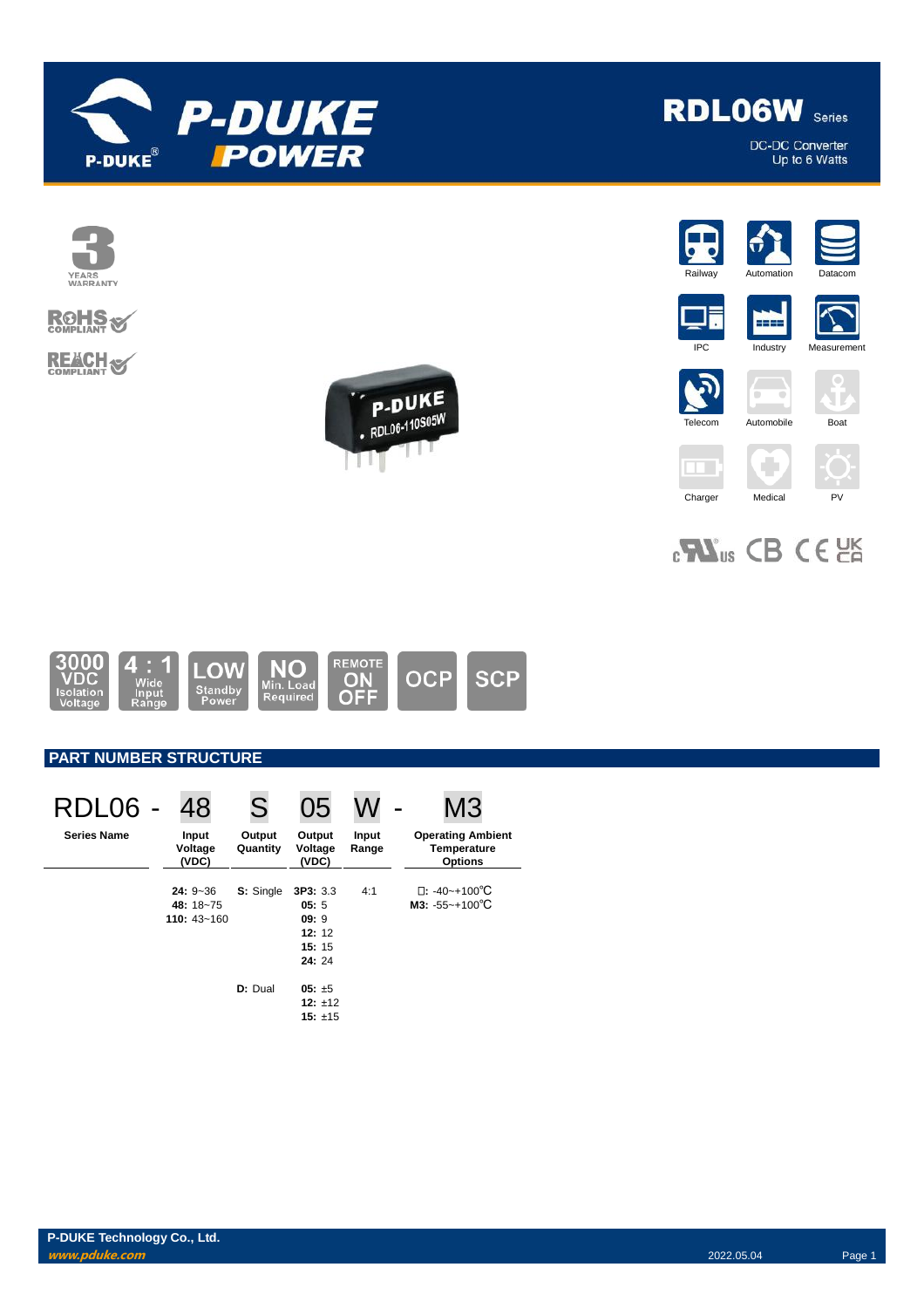# P-DUKE POWER

## RDL06W Series

DC-DC Converter
Up to 6 Watts

3 YEARS WARRANTY

RoHS COMPLIANT

REACH COMPLIANT

Railway | Automation | Datacom | IPC | Industry | Measurement | Telecom | Automobile | Boat | Charger | Medical | PV

3000 VDC Isolation Voltage | 4 : 1 Wide Input Range | LOW Standby Power | NO Min. Load Required | REMOTE ON OFF | OCP | SCP

## PART NUMBER STRUCTURE

| RDL06 - | 48 | S | 05 | W - | M3 |
|---|---|---|---|---|---|
| **Series Name** | **Input Voltage (VDC)** | **Output Quantity** | **Output Voltage (VDC)** | **Input Range** | **Operating Ambient Temperature Options** |
| | **24:** 9~36<br>**48:** 18~75<br>**110:** 43~160 | **S:** Single | **3P3:** 3.3<br>**05:** 5<br>**09:** 9<br>**12:** 12<br>**15:** 15<br>**24:** 24 | 4:1 | □: -40~+100℃<br>**M3:** -55~+100℃ |
| | | **D:** Dual | **05:** ±5<br>**12:** ±12<br>**15:** ±15 | | |

**P-DUKE Technology Co., Ltd.**
*www.pduke.com*

2022.05.04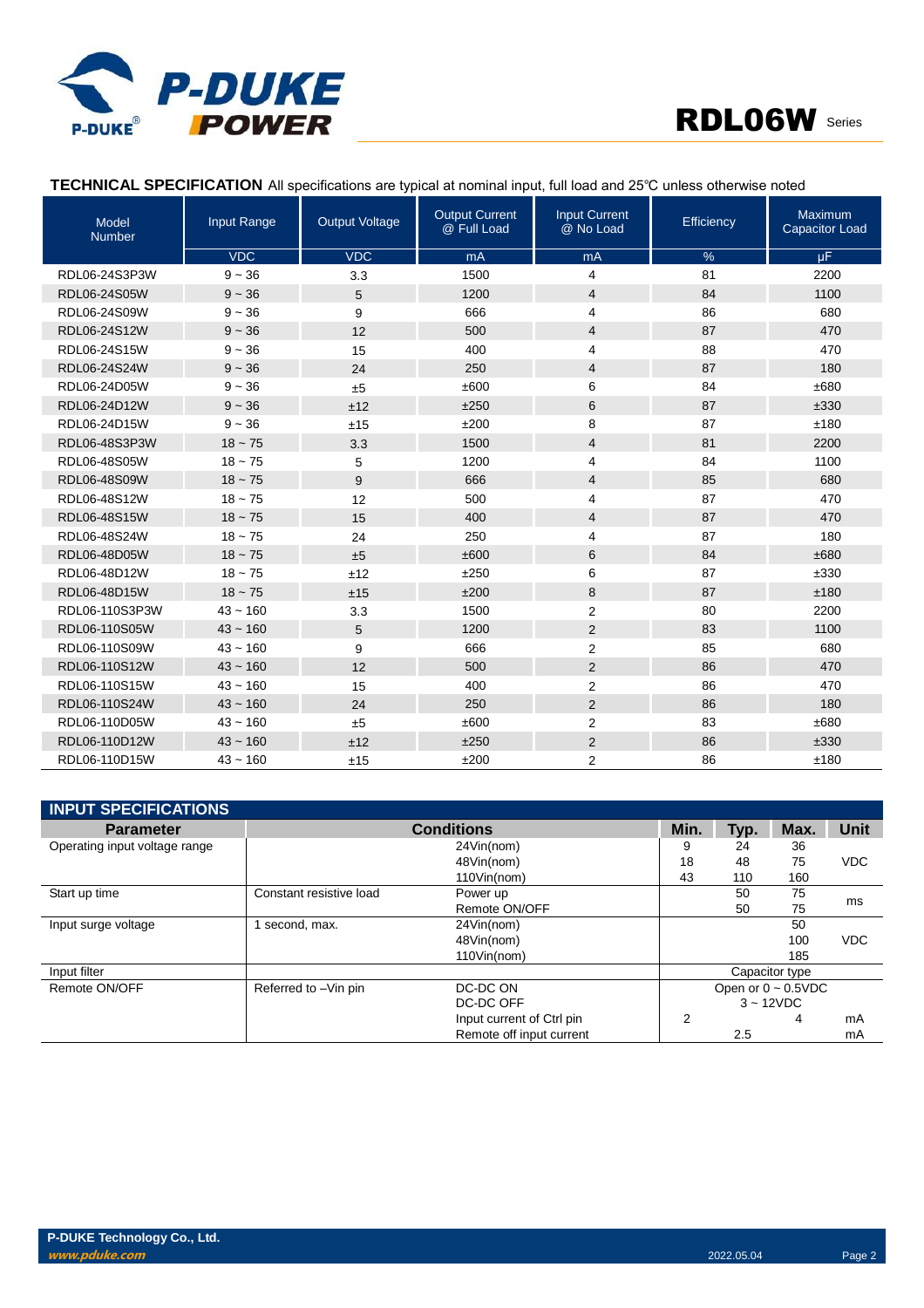## TECHNICAL SPECIFICATION

All specifications are typical at nominal input, full load and 25℃ unless otherwise noted

| Model Number | Input Range | Output Voltage | Output Current @ Full Load | Input Current @ No Load | Efficiency | Maximum Capacitor Load |
|---|---|---|---|---|---|---|
| | VDC | VDC | mA | mA | % | µF |
| RDL06-24S3P3W | 9 ~ 36 | 3.3 | 1500 | 4 | 81 | 2200 |
| RDL06-24S05W | 9 ~ 36 | 5 | 1200 | 4 | 84 | 1100 |
| RDL06-24S09W | 9 ~ 36 | 9 | 666 | 4 | 86 | 680 |
| RDL06-24S12W | 9 ~ 36 | 12 | 500 | 4 | 87 | 470 |
| RDL06-24S15W | 9 ~ 36 | 15 | 400 | 4 | 88 | 470 |
| RDL06-24S24W | 9 ~ 36 | 24 | 250 | 4 | 87 | 180 |
| RDL06-24D05W | 9 ~ 36 | ±5 | ±600 | 6 | 84 | ±680 |
| RDL06-24D12W | 9 ~ 36 | ±12 | ±250 | 6 | 87 | ±330 |
| RDL06-24D15W | 9 ~ 36 | ±15 | ±200 | 8 | 87 | ±180 |
| RDL06-48S3P3W | 18 ~ 75 | 3.3 | 1500 | 4 | 81 | 2200 |
| RDL06-48S05W | 18 ~ 75 | 5 | 1200 | 4 | 84 | 1100 |
| RDL06-48S09W | 18 ~ 75 | 9 | 666 | 4 | 85 | 680 |
| RDL06-48S12W | 18 ~ 75 | 12 | 500 | 4 | 87 | 470 |
| RDL06-48S15W | 18 ~ 75 | 15 | 400 | 4 | 87 | 470 |
| RDL06-48S24W | 18 ~ 75 | 24 | 250 | 4 | 87 | 180 |
| RDL06-48D05W | 18 ~ 75 | ±5 | ±600 | 6 | 84 | ±680 |
| RDL06-48D12W | 18 ~ 75 | ±12 | ±250 | 6 | 87 | ±330 |
| RDL06-48D15W | 18 ~ 75 | ±15 | ±200 | 8 | 87 | ±180 |
| RDL06-110S3P3W | 43 ~ 160 | 3.3 | 1500 | 2 | 80 | 2200 |
| RDL06-110S05W | 43 ~ 160 | 5 | 1200 | 2 | 83 | 1100 |
| RDL06-110S09W | 43 ~ 160 | 9 | 666 | 2 | 85 | 680 |
| RDL06-110S12W | 43 ~ 160 | 12 | 500 | 2 | 86 | 470 |
| RDL06-110S15W | 43 ~ 160 | 15 | 400 | 2 | 86 | 470 |
| RDL06-110S24W | 43 ~ 160 | 24 | 250 | 2 | 86 | 180 |
| RDL06-110D05W | 43 ~ 160 | ±5 | ±600 | 2 | 83 | ±680 |
| RDL06-110D12W | 43 ~ 160 | ±12 | ±250 | 2 | 86 | ±330 |
| RDL06-110D15W | 43 ~ 160 | ±15 | ±200 | 2 | 86 | ±180 |

## INPUT SPECIFICATIONS

| Parameter | Conditions | | Min. | Typ. | Max. | Unit |
|---|---|---|---|---|---|---|
| Operating input voltage range | | 24Vin(nom) | 9 | 24 | 36 | VDC |
| | | 48Vin(nom) | 18 | 48 | 75 | |
| | | 110Vin(nom) | 43 | 110 | 160 | |
| Start up time | Constant resistive load | Power up | | 50 | 75 | ms |
| | | Remote ON/OFF | | 50 | 75 | |
| Input surge voltage | 1 second, max. | 24Vin(nom) | | | 50 | VDC |
| | | 48Vin(nom) | | | 100 | |
| | | 110Vin(nom) | | | 185 | |
| Input filter | | | Capacitor type | | | |
| Remote ON/OFF | Referred to –Vin pin | DC-DC ON | Open or 0 ~ 0.5VDC | | | |
| | | DC-DC OFF | 3 ~ 12VDC | | | |
| | | Input current of Ctrl pin | 2 | | 4 | mA |
| | | Remote off input current | | 2.5 | | mA |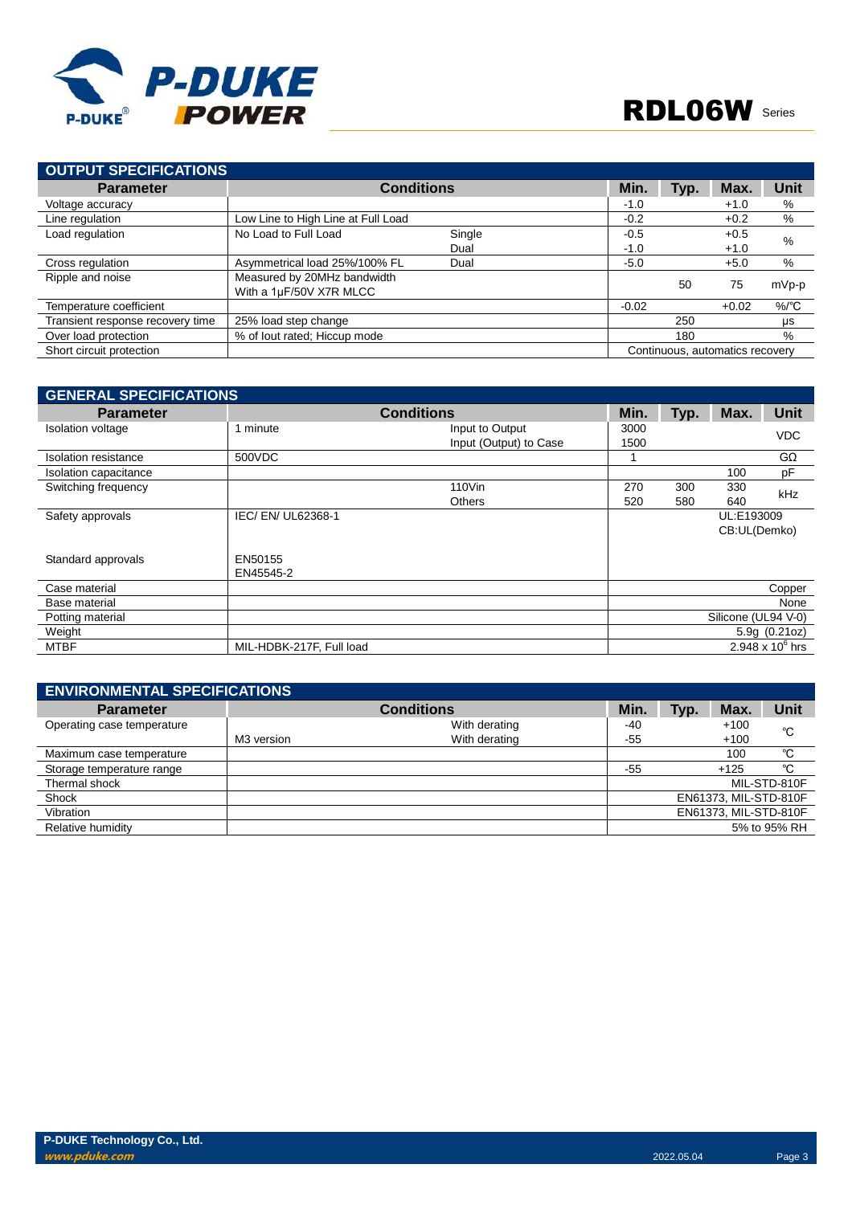## OUTPUT SPECIFICATIONS

| Parameter | Conditions | | Min. | Typ. | Max. | Unit |
|---|---|---|---|---|---|---|
| Voltage accuracy | | | -1.0 | | +1.0 | % |
| Line regulation | Low Line to High Line at Full Load | | -0.2 | | +0.2 | % |
| Load regulation | No Load to Full Load | Single | -0.5 | | +0.5 | % |
| | | Dual | -1.0 | | +1.0 | |
| Cross regulation | Asymmetrical load 25%/100% FL | Dual | -5.0 | | +5.0 | % |
| Ripple and noise | Measured by 20MHz bandwidth<br>With a 1μF/50V X7R MLCC | | | 50 | 75 | mVp-p |
| Temperature coefficient | | | -0.02 | | +0.02 | %/℃ |
| Transient response recovery time | 25% load step change | | | 250 | | μs |
| Over load protection | % of Iout rated; Hiccup mode | | | 180 | | % |
| Short circuit protection | | | Continuous, automatics recovery | | | |

## GENERAL SPECIFICATIONS

| Parameter | Conditions | | Min. | Typ. | Max. | Unit |
|---|---|---|---|---|---|---|
| Isolation voltage | 1 minute | Input to Output | 3000 | | | VDC |
| | | Input (Output) to Case | 1500 | | | |
| Isolation resistance | 500VDC | | 1 | | | GΩ |
| Isolation capacitance | | | | | 100 | pF |
| Switching frequency | | 110Vin | 270 | 300 | 330 | kHz |
| | | Others | 520 | 580 | 640 | |
| Safety approvals | IEC/ EN/ UL62368-1 | | UL:E193009<br>CB:UL(Demko) | | | |
| Standard approvals | EN50155<br>EN45545-2 | | | | | |
| Case material | | | Copper | | | |
| Base material | | | None | | | |
| Potting material | | | Silicone (UL94 V-0) | | | |
| Weight | | | 5.9g (0.21oz) | | | |
| MTBF | MIL-HDBK-217F, Full load | | $2.948 \times 10^6$ hrs | | | |

## ENVIRONMENTAL SPECIFICATIONS

| Parameter | Conditions | | Min. | Typ. | Max. | Unit |
|---|---|---|---|---|---|---|
| Operating case temperature | | With derating | -40 | | +100 | ℃ |
| | M3 version | With derating | -55 | | +100 | |
| Maximum case temperature | | | | | 100 | ℃ |
| Storage temperature range | | | -55 | | +125 | ℃ |
| Thermal shock | | | MIL-STD-810F | | | |
| Shock | | | EN61373, MIL-STD-810F | | | |
| Vibration | | | EN61373, MIL-STD-810F | | | |
| Relative humidity | | | 5% to 95% RH | | | |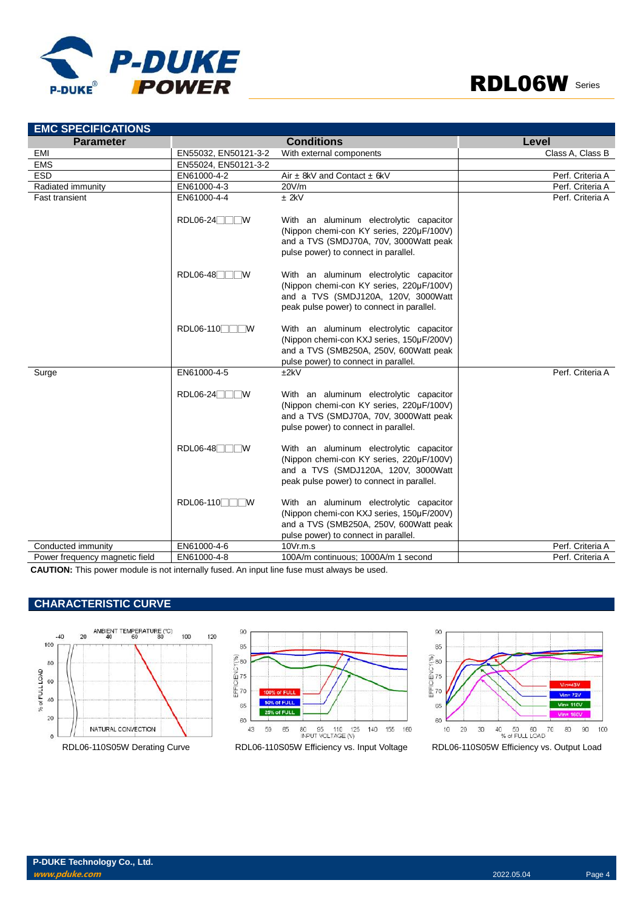## EMC SPECIFICATIONS

| Parameter | Conditions | | Level |
|---|---|---|---|
| EMI | EN55032, EN50121-3-2 | With external components | Class A, Class B |
| EMS | EN55024, EN50121-3-2 | | |
| ESD | EN61000-4-2 | Air ± 8kV and Contact ± 6kV | Perf. Criteria A |
| Radiated immunity | EN61000-4-3 | 20V/m | Perf. Criteria A |
| Fast transient | EN61000-4-4 | ± 2kV | Perf. Criteria A |
| | RDL06-24□□□W | With an aluminum electrolytic capacitor (Nippon chemi-con KY series, 220µF/100V) and a TVS (SMDJ70A, 70V, 3000Watt peak pulse power) to connect in parallel. | |
| | RDL06-48□□□W | With an aluminum electrolytic capacitor (Nippon chemi-con KY series, 220µF/100V) and a TVS (SMDJ120A, 120V, 3000Watt peak pulse power) to connect in parallel. | |
| | RDL06-110□□□W | With an aluminum electrolytic capacitor (Nippon chemi-con KXJ series, 150µF/200V) and a TVS (SMB250A, 250V, 600Watt peak pulse power) to connect in parallel. | |
| Surge | EN61000-4-5 | ±2kV | Perf. Criteria A |
| | RDL06-24□□□W | With an aluminum electrolytic capacitor (Nippon chemi-con KY series, 220µF/100V) and a TVS (SMDJ70A, 70V, 3000Watt peak pulse power) to connect in parallel. | |
| | RDL06-48□□□W | With an aluminum electrolytic capacitor (Nippon chemi-con KY series, 220µF/100V) and a TVS (SMDJ120A, 120V, 3000Watt peak pulse power) to connect in parallel. | |
| | RDL06-110□□□W | With an aluminum electrolytic capacitor (Nippon chemi-con KXJ series, 150µF/200V) and a TVS (SMB250A, 250V, 600Watt peak pulse power) to connect in parallel. | |
| Conducted immunity | EN61000-4-6 | 10Vr.m.s | Perf. Criteria A |
| Power frequency magnetic field | EN61000-4-8 | 100A/m continuous; 1000A/m 1 second | Perf. Criteria A |

**CAUTION:** This power module is not internally fused. An input line fuse must always be used.

## CHARACTERISTIC CURVE

RDL06-110S05W Derating Curve

RDL06-110S05W Efficiency vs. Input Voltage

RDL06-110S05W Efficiency vs. Output Load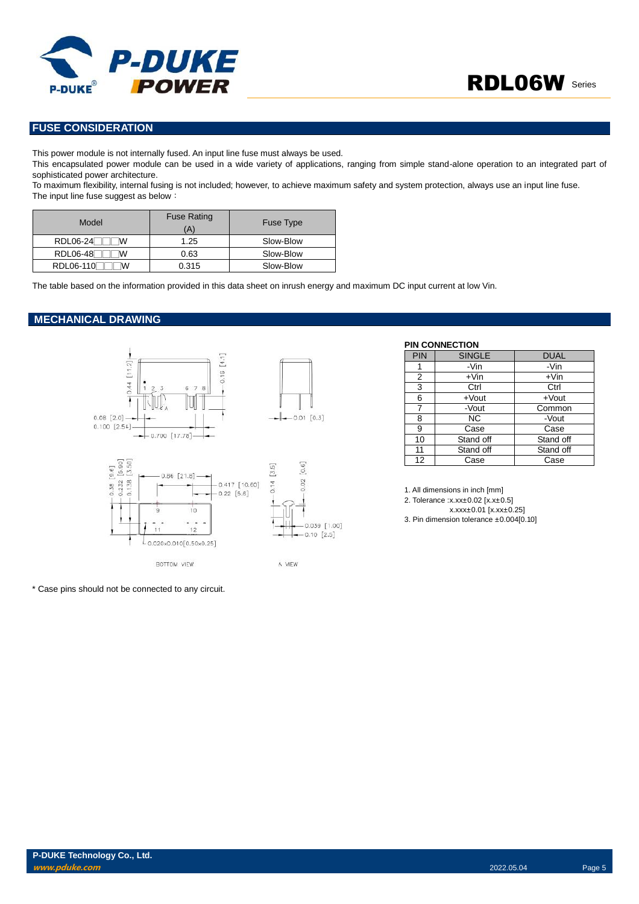## FUSE CONSIDERATION

This power module is not internally fused. An input line fuse must always be used.

This encapsulated power module can be used in a wide variety of applications, ranging from simple stand-alone operation to an integrated part of sophisticated power architecture.

To maximum flexibility, internal fusing is not included; however, to achieve maximum safety and system protection, always use an input line fuse.

The input line fuse suggest as below：

| Model | Fuse Rating (A) | Fuse Type |
|---|---|---|
| RDL06-24□□□W | 1.25 | Slow-Blow |
| RDL06-48□□□W | 0.63 | Slow-Blow |
| RDL06-110□□□W | 0.315 | Slow-Blow |

The table based on the information provided in this data sheet on inrush energy and maximum DC input current at low Vin.

## MECHANICAL DRAWING

**PIN CONNECTION**

| PIN | SINGLE | DUAL |
|---|---|---|
| 1 | -Vin | -Vin |
| 2 | +Vin | +Vin |
| 3 | Ctrl | Ctrl |
| 6 | +Vout | +Vout |
| 7 | -Vout | Common |
| 8 | NC | -Vout |
| 9 | Case | Case |
| 10 | Stand off | Stand off |
| 11 | Stand off | Stand off |
| 12 | Case | Case |

1. All dimensions in inch [mm]
2. Tolerance :x.xx±0.02 [x.x±0.5]
   x.xxx±0.01 [x.xx±0.25]
3. Pin dimension tolerance ±0.004[0.10]

\* Case pins should not be connected to any circuit.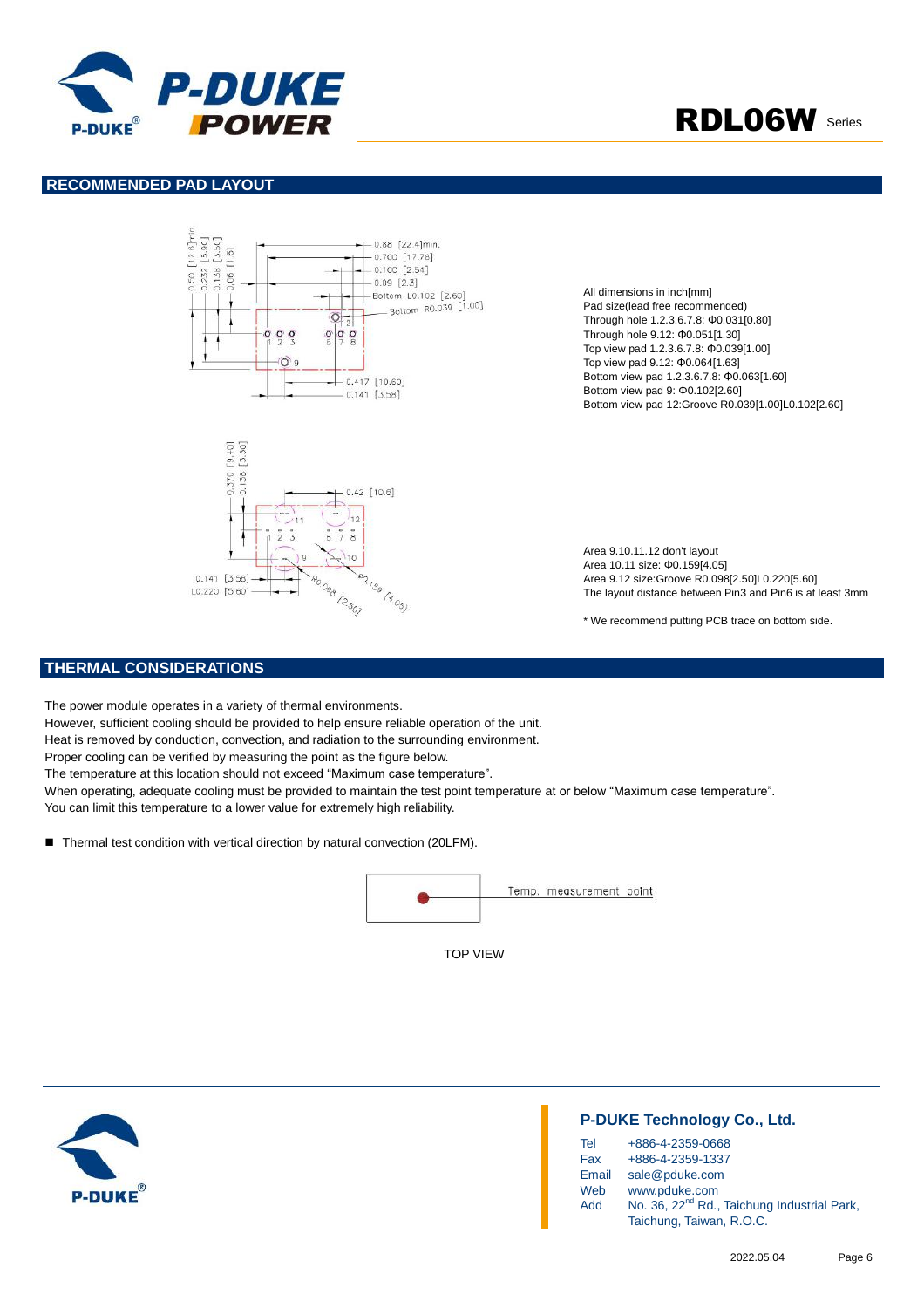## RECOMMENDED PAD LAYOUT

0.88 [22.4]min.
0.700 [17.78]
0.100 [2.54]
0.09 [2.3]
Bottom L0.102 [2.60]
Bottom R0.039 [1.00]
0.50 [12.8]min.
0.232 [5.90]
0.138 [3.50]
0.06 [1.6]
0.417 [10.60]
0.141 [3.58]

All dimensions in inch[mm]
Pad size(lead free recommended)
Through hole 1.2.3.6.7.8: Φ0.031[0.80]
Through hole 9.12: Φ0.051[1.30]
Top view pad 1.2.3.6.7.8: Φ0.039[1.00]
Top view pad 9.12: Φ0.064[1.63]
Bottom view pad 1.2.3.6.7.8: Φ0.063[1.60]
Bottom view pad 9: Φ0.102[2.60]
Bottom view pad 12:Groove R0.039[1.00]L0.102[2.60]

0.370 [9.40]
0.138 [3.50]
0.42 [10.6]
0.141 [3.58]
L0.220 [5.60]
R0.098 [2.50]
Φ0.159 [4.05]

Area 9.10.11.12 don't layout
Area 10.11 size: Φ0.159[4.05]
Area 9.12 size:Groove R0.098[2.50]L0.220[5.60]
The layout distance between Pin3 and Pin6 is at least 3mm

* We recommend putting PCB trace on bottom side.

## THERMAL CONSIDERATIONS

The power module operates in a variety of thermal environments.
However, sufficient cooling should be provided to help ensure reliable operation of the unit.
Heat is removed by conduction, convection, and radiation to the surrounding environment.
Proper cooling can be verified by measuring the point as the figure below.
The temperature at this location should not exceed "Maximum case temperature".
When operating, adequate cooling must be provided to maintain the test point temperature at or below "Maximum case temperature".
You can limit this temperature to a lower value for extremely high reliability.

- Thermal test condition with vertical direction by natural convection (20LFM).

Temp. measurement point

TOP VIEW

**P-DUKE Technology Co., Ltd.**

Tel +886-4-2359-0668
Fax +886-4-2359-1337
Email sale@pduke.com
Web www.pduke.com
Add No. 36, 22nd Rd., Taichung Industrial Park, Taichung, Taiwan, R.O.C.

2022.05.04